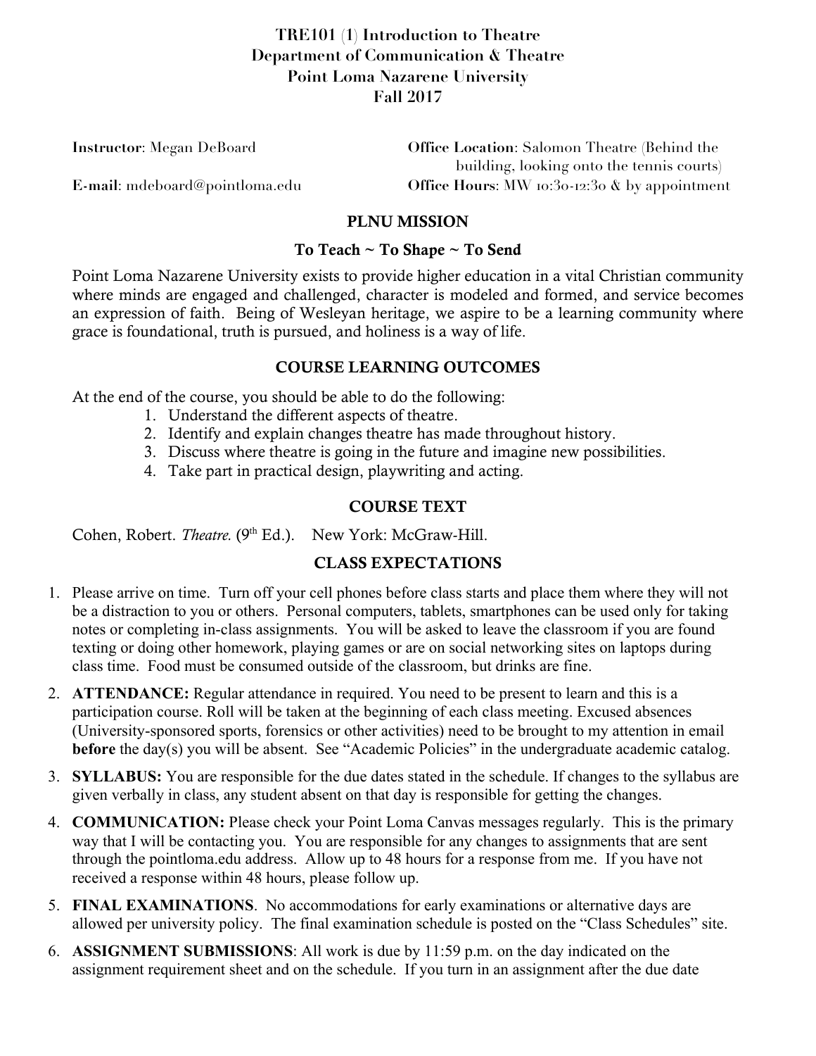# TRE101 (1) Introduction to Theatre
## Department of Communication & Theatre
## Point Loma Nazarene University
## Fall 2017

**Instructor**: Megan DeBoard

**E-mail**: mdeboard@pointloma.edu

**Office Location**: Salomon Theatre (Behind the building, looking onto the tennis courts)

**Office Hours**: MW 10:30-12:30 & by appointment

## PLNU MISSION

### To Teach ~ To Shape ~ To Send

Point Loma Nazarene University exists to provide higher education in a vital Christian community where minds are engaged and challenged, character is modeled and formed, and service becomes an expression of faith. Being of Wesleyan heritage, we aspire to be a learning community where grace is foundational, truth is pursued, and holiness is a way of life.

## COURSE LEARNING OUTCOMES

At the end of the course, you should be able to do the following:

1. Understand the different aspects of theatre.
2. Identify and explain changes theatre has made throughout history.
3. Discuss where theatre is going in the future and imagine new possibilities.
4. Take part in practical design, playwriting and acting.

## COURSE TEXT

Cohen, Robert. *Theatre.* (9th Ed.). New York: McGraw-Hill.

## CLASS EXPECTATIONS

1. Please arrive on time. Turn off your cell phones before class starts and place them where they will not be a distraction to you or others. Personal computers, tablets, smartphones can be used only for taking notes or completing in-class assignments. You will be asked to leave the classroom if you are found texting or doing other homework, playing games or are on social networking sites on laptops during class time. Food must be consumed outside of the classroom, but drinks are fine.
2. **ATTENDANCE:** Regular attendance in required. You need to be present to learn and this is a participation course. Roll will be taken at the beginning of each class meeting. Excused absences (University-sponsored sports, forensics or other activities) need to be brought to my attention in email **before** the day(s) you will be absent. See "Academic Policies" in the undergraduate academic catalog.
3. **SYLLABUS:** You are responsible for the due dates stated in the schedule. If changes to the syllabus are given verbally in class, any student absent on that day is responsible for getting the changes.
4. **COMMUNICATION:** Please check your Point Loma Canvas messages regularly. This is the primary way that I will be contacting you. You are responsible for any changes to assignments that are sent through the pointloma.edu address. Allow up to 48 hours for a response from me. If you have not received a response within 48 hours, please follow up.
5. **FINAL EXAMINATIONS**. No accommodations for early examinations or alternative days are allowed per university policy. The final examination schedule is posted on the "Class Schedules" site.
6. **ASSIGNMENT SUBMISSIONS**: All work is due by 11:59 p.m. on the day indicated on the assignment requirement sheet and on the schedule. If you turn in an assignment after the due date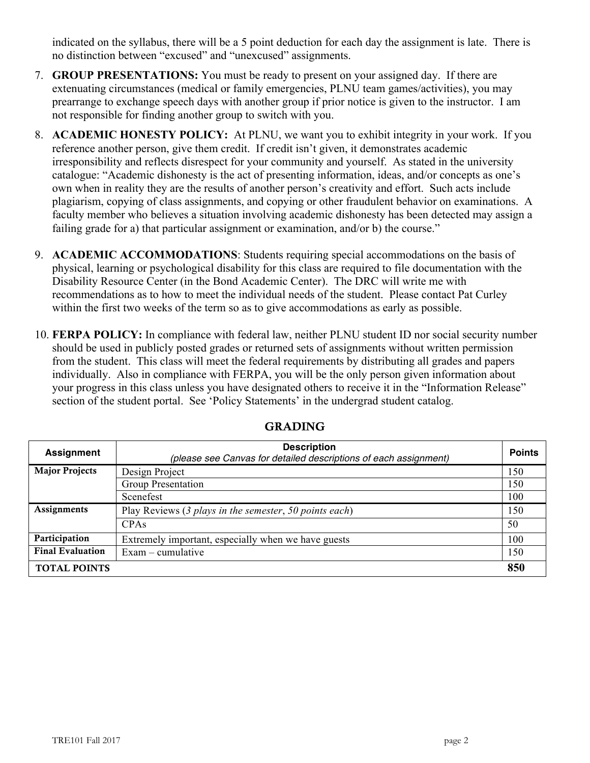indicated on the syllabus, there will be a 5 point deduction for each day the assignment is late. There is no distinction between "excused" and "unexcused" assignments.

7. **GROUP PRESENTATIONS:** You must be ready to present on your assigned day. If there are extenuating circumstances (medical or family emergencies, PLNU team games/activities), you may prearrange to exchange speech days with another group if prior notice is given to the instructor. I am not responsible for finding another group to switch with you.

8. **ACADEMIC HONESTY POLICY:** At PLNU, we want you to exhibit integrity in your work. If you reference another person, give them credit. If credit isn't given, it demonstrates academic irresponsibility and reflects disrespect for your community and yourself. As stated in the university catalogue: "Academic dishonesty is the act of presenting information, ideas, and/or concepts as one's own when in reality they are the results of another person's creativity and effort. Such acts include plagiarism, copying of class assignments, and copying or other fraudulent behavior on examinations. A faculty member who believes a situation involving academic dishonesty has been detected may assign a failing grade for a) that particular assignment or examination, and/or b) the course."

9. **ACADEMIC ACCOMMODATIONS**: Students requiring special accommodations on the basis of physical, learning or psychological disability for this class are required to file documentation with the Disability Resource Center (in the Bond Academic Center). The DRC will write me with recommendations as to how to meet the individual needs of the student. Please contact Pat Curley within the first two weeks of the term so as to give accommodations as early as possible.

10. **FERPA POLICY:** In compliance with federal law, neither PLNU student ID nor social security number should be used in publicly posted grades or returned sets of assignments without written permission from the student. This class will meet the federal requirements by distributing all grades and papers individually. Also in compliance with FERPA, you will be the only person given information about your progress in this class unless you have designated others to receive it in the "Information Release" section of the student portal. See 'Policy Statements' in the undergrad student catalog.

## GRADING

| Assignment | Description<br>*(please see Canvas for detailed descriptions of each assignment)* | Points |
|---|---|---|
| **Major Projects** | Design Project | 150 |
| | Group Presentation | 150 |
| | Scenefest | 100 |
| **Assignments** | Play Reviews (*3 plays in the semester*, *50 points each*) | 150 |
| | CPAs | 50 |
| **Participation** | Extremely important, especially when we have guests | 100 |
| **Final Evaluation** | Exam – cumulative | 150 |
| **TOTAL POINTS** | | **850** |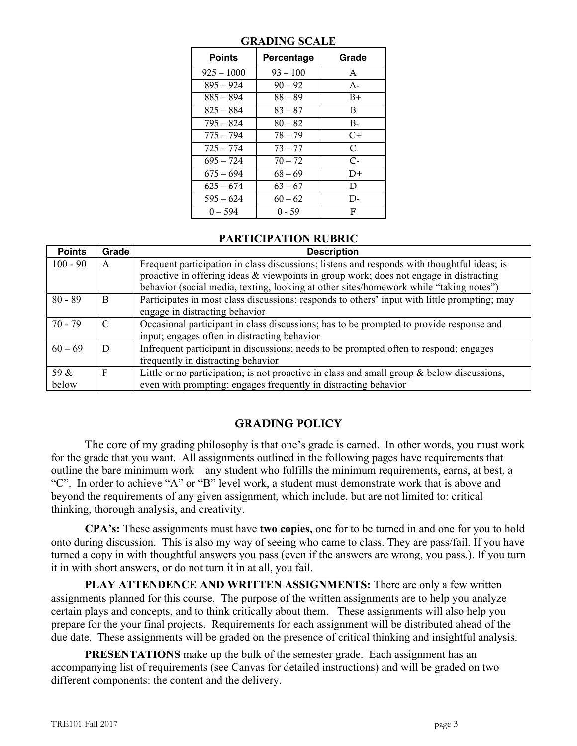## GRADING SCALE

| Points | Percentage | Grade |
|---|---|---|
| 925 – 1000 | 93 – 100 | A |
| 895 – 924 | 90 – 92 | A- |
| 885 – 894 | 88 – 89 | B+ |
| 825 – 884 | 83 – 87 | B |
| 795 – 824 | 80 – 82 | B- |
| 775 – 794 | 78 – 79 | C+ |
| 725 – 774 | 73 – 77 | C |
| 695 – 724 | 70 – 72 | C- |
| 675 – 694 | 68 – 69 | D+ |
| 625 – 674 | 63 – 67 | D |
| 595 – 624 | 60 – 62 | D- |
| 0 – 594 | 0 - 59 | F |

## PARTICIPATION RUBRIC

| Points | Grade | Description |
|---|---|---|
| 100 - 90 | A | Frequent participation in class discussions; listens and responds with thoughtful ideas; is proactive in offering ideas & viewpoints in group work; does not engage in distracting behavior (social media, texting, looking at other sites/homework while "taking notes") |
| 80 - 89 | B | Participates in most class discussions; responds to others' input with little prompting; may engage in distracting behavior |
| 70 - 79 | C | Occasional participant in class discussions; has to be prompted to provide response and input; engages often in distracting behavior |
| 60 – 69 | D | Infrequent participant in discussions; needs to be prompted often to respond; engages frequently in distracting behavior |
| 59 & below | F | Little or no participation; is not proactive in class and small group & below discussions, even with prompting; engages frequently in distracting behavior |

## GRADING POLICY

The core of my grading philosophy is that one's grade is earned. In other words, you must work for the grade that you want. All assignments outlined in the following pages have requirements that outline the bare minimum work—any student who fulfills the minimum requirements, earns, at best, a "C". In order to achieve "A" or "B" level work, a student must demonstrate work that is above and beyond the requirements of any given assignment, which include, but are not limited to: critical thinking, thorough analysis, and creativity.

**CPA's:** These assignments must have **two copies,** one for to be turned in and one for you to hold onto during discussion. This is also my way of seeing who came to class. They are pass/fail. If you have turned a copy in with thoughtful answers you pass (even if the answers are wrong, you pass.). If you turn it in with short answers, or do not turn it in at all, you fail.

**PLAY ATTENDENCE AND WRITTEN ASSIGNMENTS:** There are only a few written assignments planned for this course. The purpose of the written assignments are to help you analyze certain plays and concepts, and to think critically about them. These assignments will also help you prepare for the your final projects. Requirements for each assignment will be distributed ahead of the due date. These assignments will be graded on the presence of critical thinking and insightful analysis.

**PRESENTATIONS** make up the bulk of the semester grade. Each assignment has an accompanying list of requirements (see Canvas for detailed instructions) and will be graded on two different components: the content and the delivery.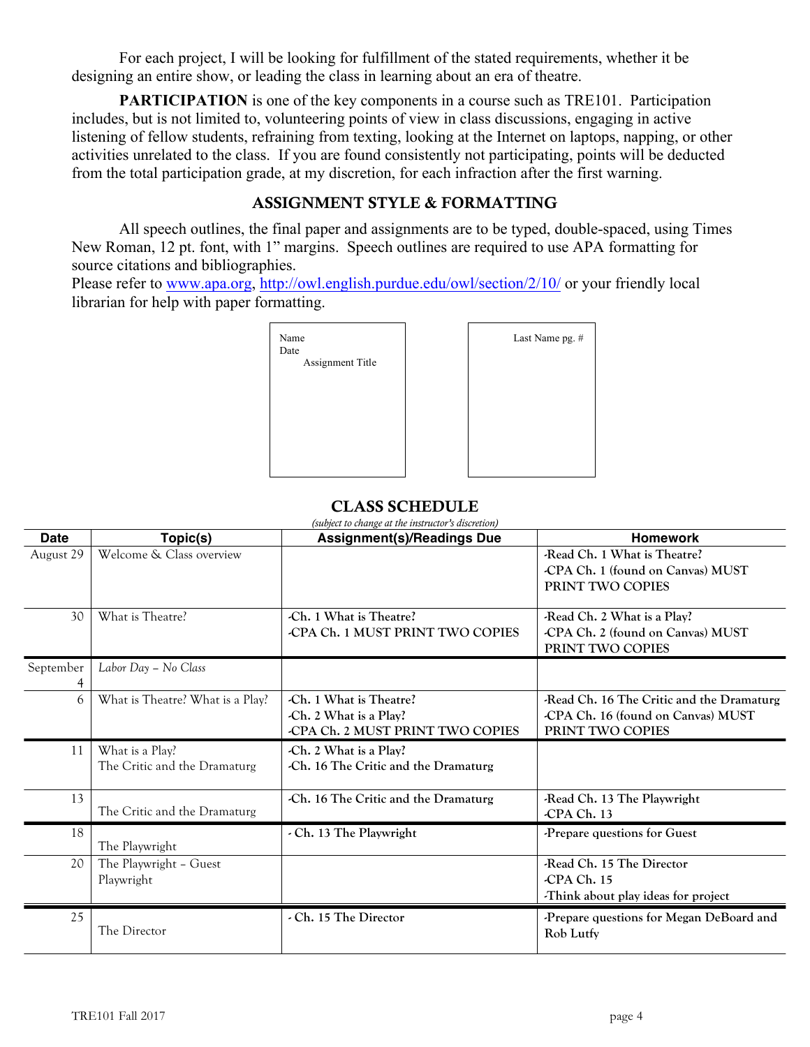For each project, I will be looking for fulfillment of the stated requirements, whether it be designing an entire show, or leading the class in learning about an era of theatre.

**PARTICIPATION** is one of the key components in a course such as TRE101. Participation includes, but is not limited to, volunteering points of view in class discussions, engaging in active listening of fellow students, refraining from texting, looking at the Internet on laptops, napping, or other activities unrelated to the class. If you are found consistently not participating, points will be deducted from the total participation grade, at my discretion, for each infraction after the first warning.

## ASSIGNMENT STYLE & FORMATTING

All speech outlines, the final paper and assignments are to be typed, double-spaced, using Times New Roman, 12 pt. font, with 1" margins. Speech outlines are required to use APA formatting for source citations and bibliographies.
Please refer to www.apa.org, http://owl.english.purdue.edu/owl/section/2/10/ or your friendly local librarian for help with paper formatting.

Name
Date
Assignment Title

Last Name pg. #

## CLASS SCHEDULE

*(subject to change at the instructor's discretion)*

| Date | Topic(s) | Assignment(s)/Readings Due | Homework |
|---|---|---|---|
| August 29 | Welcome & Class overview | | -Read Ch. 1 What is Theatre?<br>-CPA Ch. 1 (found on Canvas) MUST PRINT TWO COPIES |
| 30 | What is Theatre? | -Ch. 1 What is Theatre?<br>-CPA Ch. 1 MUST PRINT TWO COPIES | -Read Ch. 2 What is a Play?<br>-CPA Ch. 2 (found on Canvas) MUST PRINT TWO COPIES |
| September 4 | *Labor Day – No Class* | | |
| 6 | What is Theatre? What is a Play? | -Ch. 1 What is Theatre?<br>-Ch. 2 What is a Play?<br>-CPA Ch. 2 MUST PRINT TWO COPIES | -Read Ch. 16 The Critic and the Dramaturg<br>-CPA Ch. 16 (found on Canvas) MUST PRINT TWO COPIES |
| 11 | What is a Play?<br>The Critic and the Dramaturg | -Ch. 2 What is a Play?<br>-Ch. 16 The Critic and the Dramaturg | |
| 13 | The Critic and the Dramaturg | -Ch. 16 The Critic and the Dramaturg | -Read Ch. 13 The Playwright<br>-CPA Ch. 13 |
| 18 | The Playwright | - Ch. 13 The Playwright | -Prepare questions for Guest |
| 20 | The Playwright – Guest Playwright | | -Read Ch. 15 The Director<br>-CPA Ch. 15<br>-Think about play ideas for project |
| 25 | The Director | - Ch. 15 The Director | -Prepare questions for Megan DeBoard and Rob Lutfy |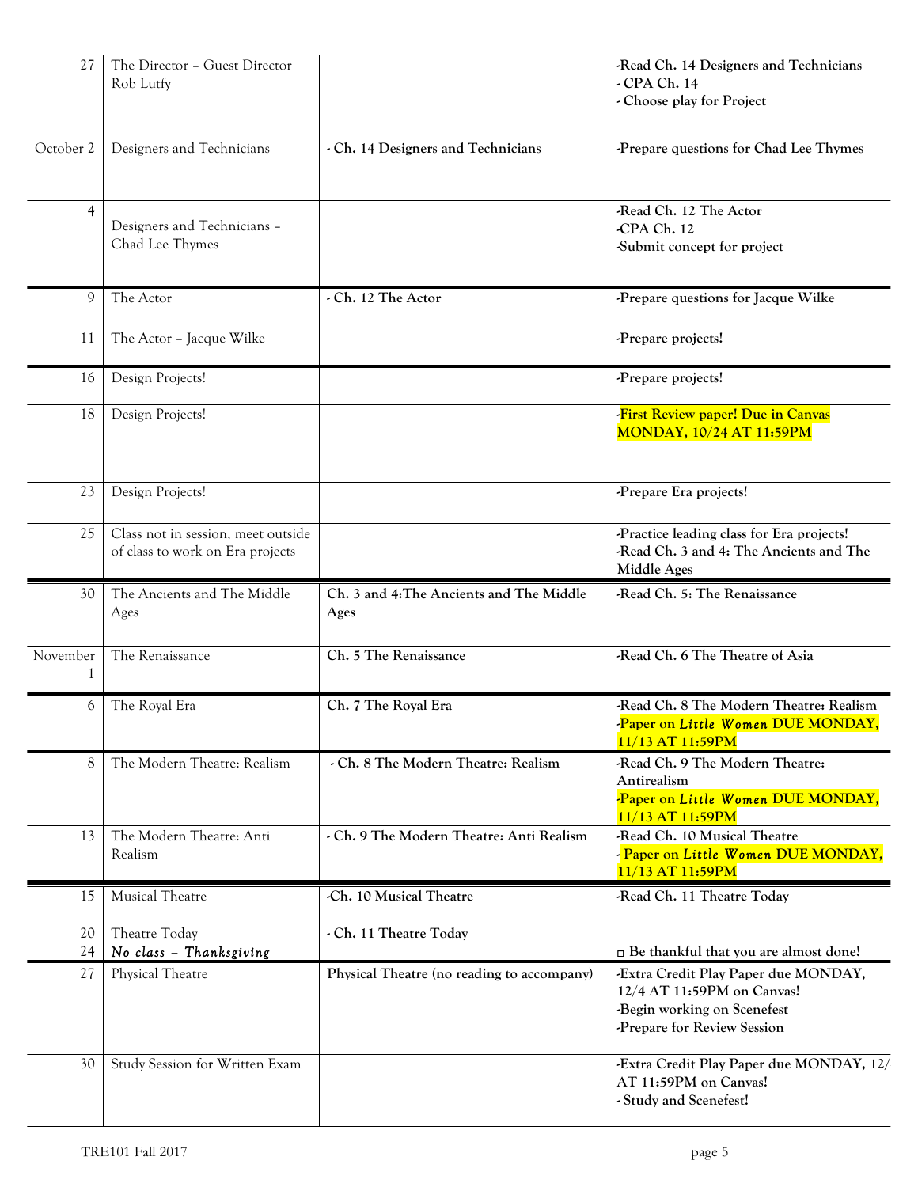| | | | |
|---|---|---|---|
| 27 | The Director – Guest Director Rob Lutfy | | **-Read Ch. 14 Designers and Technicians**<br>**- CPA Ch. 14**<br>**- Choose play for Project** |
| October 2 | Designers and Technicians | **- Ch. 14 Designers and Technicians** | **-Prepare questions for Chad Lee Thymes** |
| 4 | Designers and Technicians – Chad Lee Thymes | | **-Read Ch. 12 The Actor**<br>**-CPA Ch. 12**<br>**-Submit concept for project** |
| 9 | The Actor | **- Ch. 12 The Actor** | **-Prepare questions for Jacque Wilke** |
| 11 | The Actor – Jacque Wilke | | **-Prepare projects!** |
| 16 | Design Projects! | | **-Prepare projects!** |
| 18 | Design Projects! | | **-First Review paper! Due in Canvas MONDAY, 10/24 AT 11:59PM** |
| 23 | Design Projects! | | **-Prepare Era projects!** |
| 25 | Class not in session, meet outside of class to work on Era projects | | **-Practice leading class for Era projects!**<br>**-Read Ch. 3 and 4: The Ancients and The Middle Ages** |
| 30 | The Ancients and The Middle Ages | **Ch. 3 and 4:The Ancients and The Middle Ages** | **-Read Ch. 5: The Renaissance** |
| November 1 | The Renaissance | **Ch. 5 The Renaissance** | **-Read Ch. 6 The Theatre of Asia** |
| 6 | The Royal Era | **Ch. 7 The Royal Era** | **-Read Ch. 8 The Modern Theatre: Realism**<br>**-Paper on *Little Women* DUE MONDAY, 11/13 AT 11:59PM** |
| 8 | The Modern Theatre: Realism | **- Ch. 8 The Modern Theatre: Realism** | **-Read Ch. 9 The Modern Theatre: Antirealism**<br>**-Paper on *Little Women* DUE MONDAY, 11/13 AT 11:59PM** |
| 13 | The Modern Theatre: Anti Realism | **- Ch. 9 The Modern Theatre: Anti Realism** | **-Read Ch. 10 Musical Theatre**<br>**- Paper on *Little Women* DUE MONDAY, 11/13 AT 11:59PM** |
| 15 | Musical Theatre | **-Ch. 10 Musical Theatre** | **-Read Ch. 11 Theatre Today** |
| 20 | Theatre Today | **- Ch. 11 Theatre Today** | |
| 24 | ***No class – Thanksgiving*** | | **□ Be thankful that you are almost done!** |
| 27 | Physical Theatre | **Physical Theatre (no reading to accompany)** | **-Extra Credit Play Paper due MONDAY, 12/4 AT 11:59PM on Canvas!**<br>**-Begin working on Scenefest**<br>**-Prepare for Review Session** |
| 30 | Study Session for Written Exam | | **-Extra Credit Play Paper due MONDAY, 12/ AT 11:59PM on Canvas!**<br>**- Study and Scenefest!** |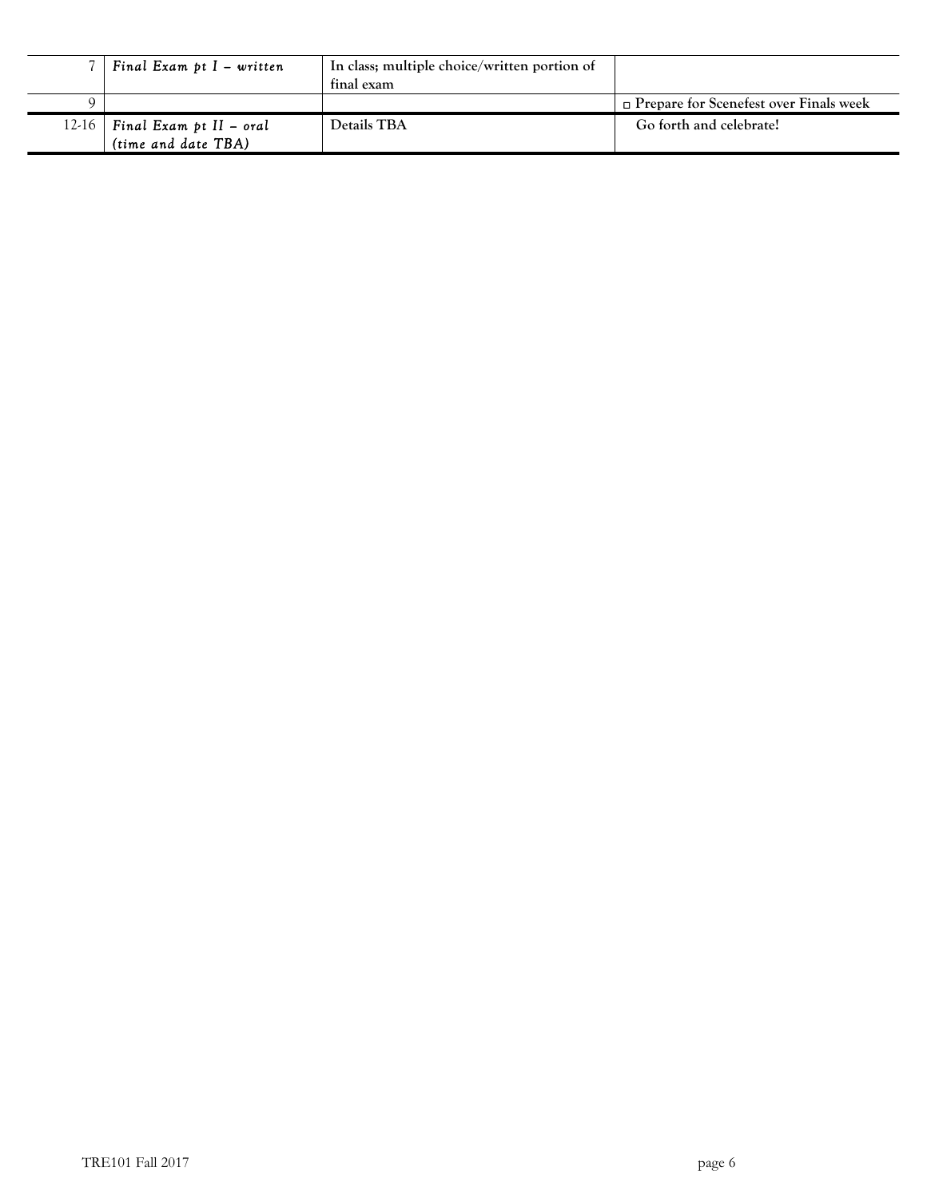| | | | |
|---|---|---|---|
| 7 | *Final Exam pt I – written* | **In class; multiple choice/written portion of final exam** | |
| 9 | | | **□ Prepare for Scenefest over Finals week** |
| 12-16 | *Final Exam pt II – oral (time and date TBA)* | **Details TBA** | **Go forth and celebrate!** |